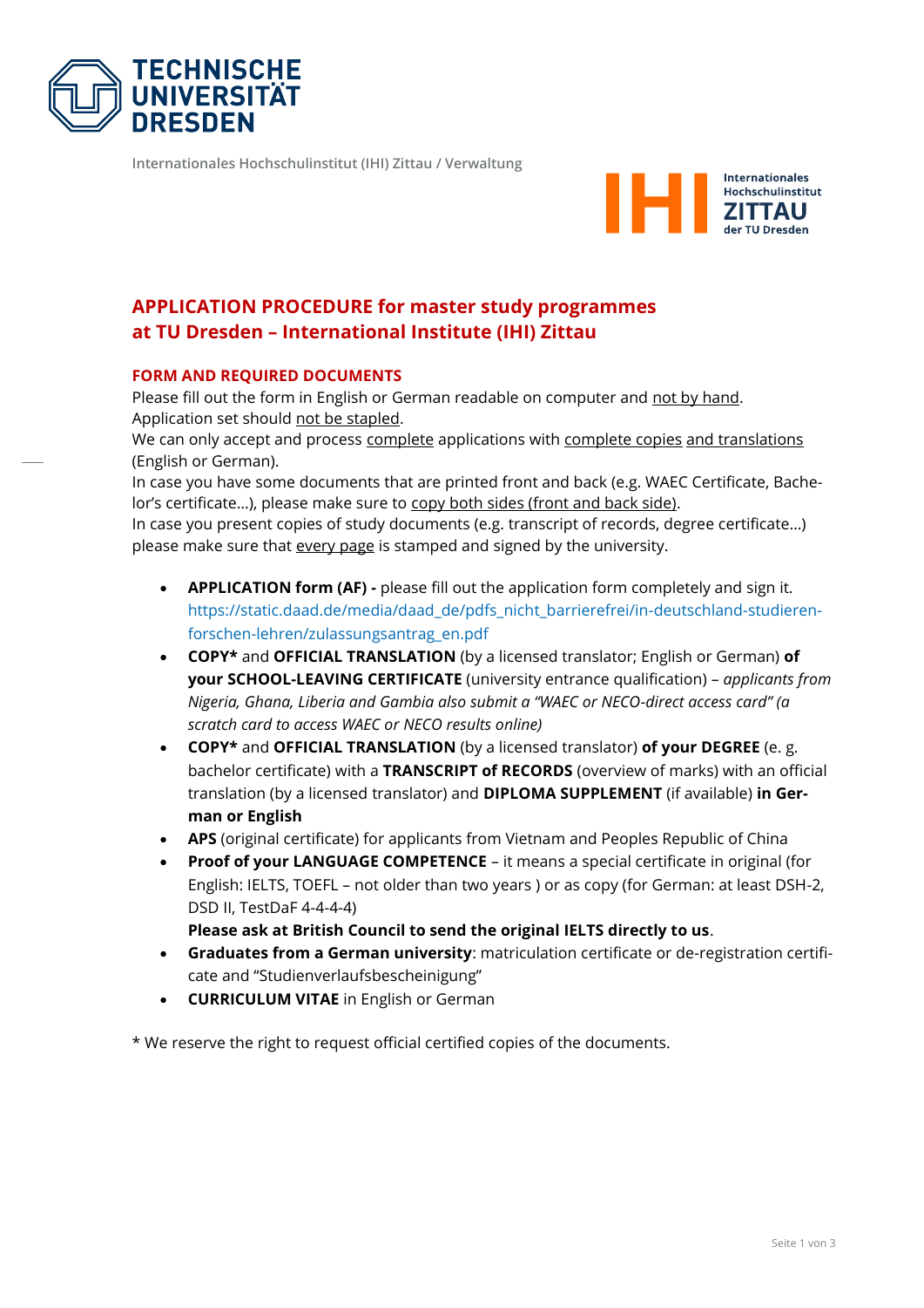Internationales Hochschulinstitut (IHI) Zittau / Verwaltung

# APPLICATION PROCEDURE for master study programmes at TU Dresden – International Institute (IHI) Zittau

## FORM AND REQUIRED DOCUMENTS

Please fill out the form in English or German readable on computer and not by hand.
Application set should not be stapled.
We can only accept and process complete applications with complete copies and translations (English or German).
In case you have some documents that are printed front and back (e.g. WAEC Certificate, Bachelor's certificate…), please make sure to copy both sides (front and back side).
In case you present copies of study documents (e.g. transcript of records, degree certificate…) please make sure that every page is stamped and signed by the university.

- **APPLICATION form (AF) -** please fill out the application form completely and sign it. https://static.daad.de/media/daad_de/pdfs_nicht_barrierefrei/in-deutschland-studieren-forschen-lehren/zulassungsantrag_en.pdf
- **COPY*** and **OFFICIAL TRANSLATION** (by a licensed translator; English or German) **of your SCHOOL-LEAVING CERTIFICATE** (university entrance qualification) – *applicants from Nigeria, Ghana, Liberia and Gambia also submit a "WAEC or NECO-direct access card" (a scratch card to access WAEC or NECO results online)*
- **COPY*** and **OFFICIAL TRANSLATION** (by a licensed translator) **of your DEGREE** (e. g. bachelor certificate) with a **TRANSCRIPT of RECORDS** (overview of marks) with an official translation (by a licensed translator) and **DIPLOMA SUPPLEMENT** (if available) **in German or English**
- **APS** (original certificate) for applicants from Vietnam and Peoples Republic of China
- **Proof of your LANGUAGE COMPETENCE** – it means a special certificate in original (for English: IELTS, TOEFL – not older than two years ) or as copy (for German: at least DSH-2, DSD II, TestDaF 4-4-4-4)
  **Please ask at British Council to send the original IELTS directly to us**.
- **Graduates from a German university**: matriculation certificate or de-registration certificate and "Studienverlaufsbescheinigung"
- **CURRICULUM VITAE** in English or German

\* We reserve the right to request official certified copies of the documents.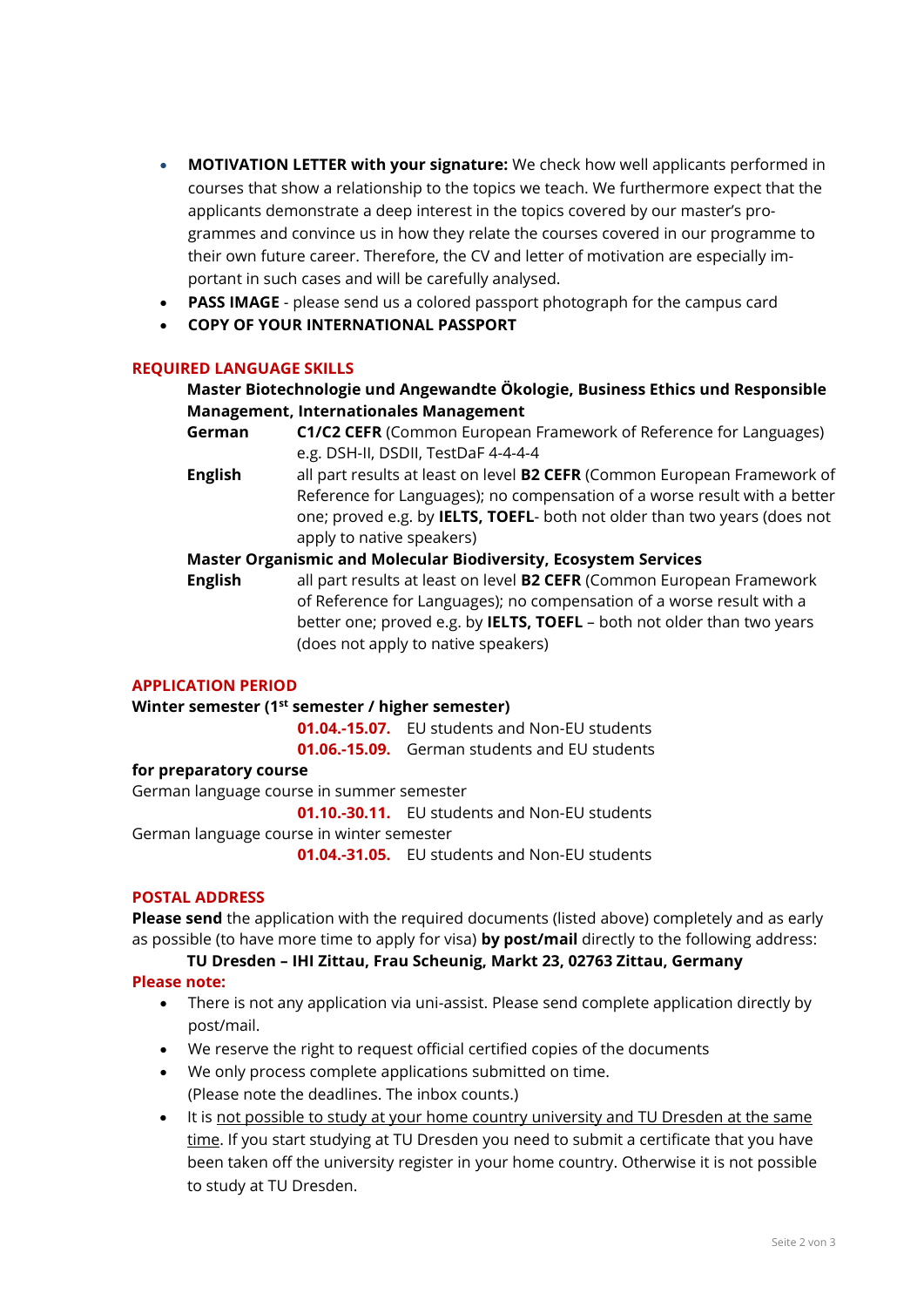- **MOTIVATION LETTER with your signature:** We check how well applicants performed in courses that show a relationship to the topics we teach. We furthermore expect that the applicants demonstrate a deep interest in the topics covered by our master's programmes and convince us in how they relate the courses covered in our programme to their own future career. Therefore, the CV and letter of motivation are especially important in such cases and will be carefully analysed.
- **PASS IMAGE** - please send us a colored passport photograph for the campus card
- **COPY OF YOUR INTERNATIONAL PASSPORT**

## REQUIRED LANGUAGE SKILLS

**Master Biotechnologie und Angewandte Ökologie, Business Ethics und Responsible Management, Internationales Management**

| | |
|---|---|
| **German** | **C1/C2 CEFR** (Common European Framework of Reference for Languages) e.g. DSH-II, DSDII, TestDaF 4-4-4-4 |
| **English** | all part results at least on level **B2 CEFR** (Common European Framework of Reference for Languages); no compensation of a worse result with a better one; proved e.g. by **IELTS, TOEFL**- both not older than two years (does not apply to native speakers) |

**Master Organismic and Molecular Biodiversity, Ecosystem Services**

| | |
|---|---|
| **English** | all part results at least on level **B2 CEFR** (Common European Framework of Reference for Languages); no compensation of a worse result with a better one; proved e.g. by **IELTS, TOEFL** – both not older than two years (does not apply to native speakers) |

## APPLICATION PERIOD

**Winter semester (1st semester / higher semester)**

**01.04.-15.07.** EU students and Non-EU students
**01.06.-15.09.** German students and EU students

**for preparatory course**

German language course in summer semester
**01.10.-30.11.** EU students and Non-EU students

German language course in winter semester
**01.04.-31.05.** EU students and Non-EU students

## POSTAL ADDRESS

**Please send** the application with the required documents (listed above) completely and as early as possible (to have more time to apply for visa) **by post/mail** directly to the following address:

**TU Dresden – IHI Zittau, Frau Scheunig, Markt 23, 02763 Zittau, Germany**

**Please note:**

- There is not any application via uni-assist. Please send complete application directly by post/mail.
- We reserve the right to request official certified copies of the documents
- We only process complete applications submitted on time.
  (Please note the deadlines. The inbox counts.)
- It is not possible to study at your home country university and TU Dresden at the same time. If you start studying at TU Dresden you need to submit a certificate that you have been taken off the university register in your home country. Otherwise it is not possible to study at TU Dresden.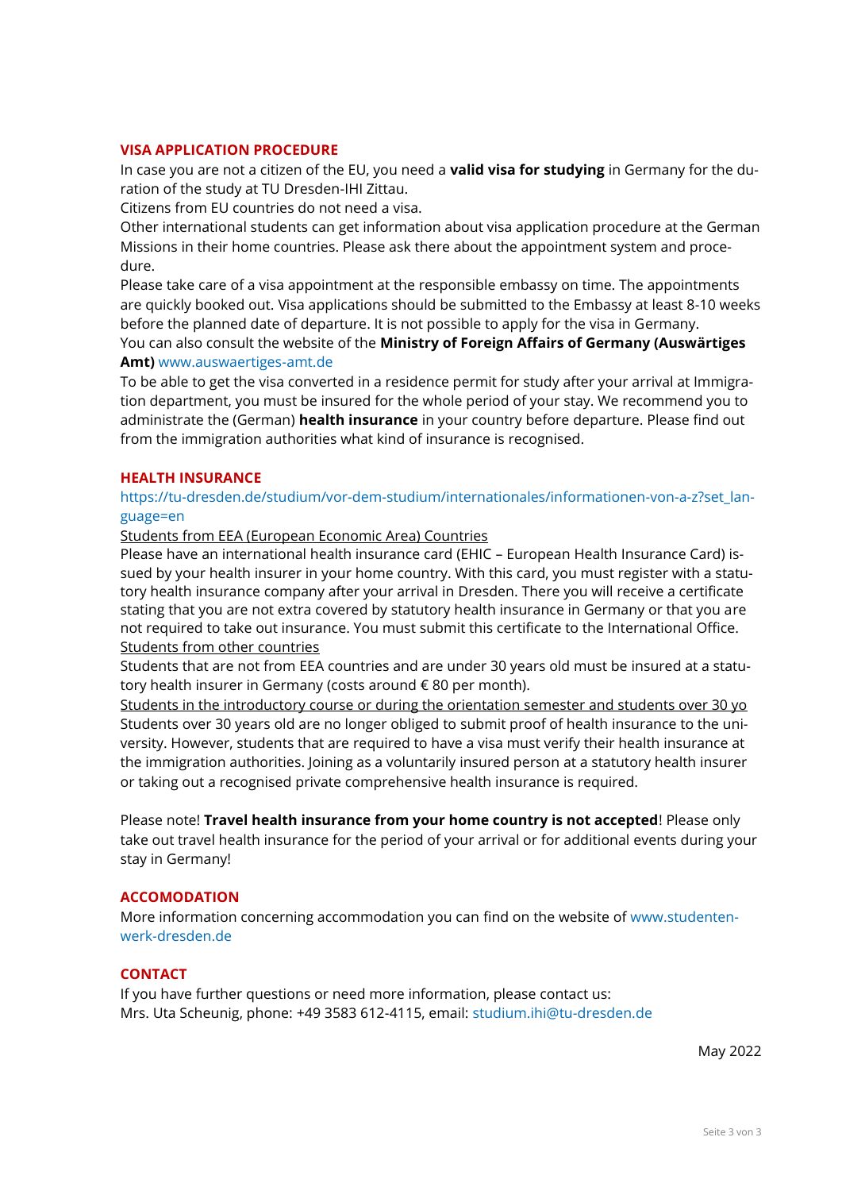## VISA APPLICATION PROCEDURE

In case you are not a citizen of the EU, you need a **valid visa for studying** in Germany for the duration of the study at TU Dresden-IHI Zittau.

Citizens from EU countries do not need a visa.

Other international students can get information about visa application procedure at the German Missions in their home countries. Please ask there about the appointment system and procedure.

Please take care of a visa appointment at the responsible embassy on time. The appointments are quickly booked out. Visa applications should be submitted to the Embassy at least 8-10 weeks before the planned date of departure. It is not possible to apply for the visa in Germany.

You can also consult the website of the **Ministry of Foreign Affairs of Germany (Auswärtiges Amt)** www.auswaertiges-amt.de

To be able to get the visa converted in a residence permit for study after your arrival at Immigration department, you must be insured for the whole period of your stay. We recommend you to administrate the (German) **health insurance** in your country before departure. Please find out from the immigration authorities what kind of insurance is recognised.

## HEALTH INSURANCE

https://tu-dresden.de/studium/vor-dem-studium/internationales/informationen-von-a-z?set_language=en

Students from EEA (European Economic Area) Countries

Please have an international health insurance card (EHIC – European Health Insurance Card) issued by your health insurer in your home country. With this card, you must register with a statutory health insurance company after your arrival in Dresden. There you will receive a certificate stating that you are not extra covered by statutory health insurance in Germany or that you are not required to take out insurance. You must submit this certificate to the International Office.

Students from other countries

Students that are not from EEA countries and are under 30 years old must be insured at a statutory health insurer in Germany (costs around € 80 per month).

Students in the introductory course or during the orientation semester and students over 30 yo

Students over 30 years old are no longer obliged to submit proof of health insurance to the university. However, students that are required to have a visa must verify their health insurance at the immigration authorities. Joining as a voluntarily insured person at a statutory health insurer or taking out a recognised private comprehensive health insurance is required.

Please note! **Travel health insurance from your home country is not accepted**! Please only take out travel health insurance for the period of your arrival or for additional events during your stay in Germany!

## ACCOMODATION

More information concerning accommodation you can find on the website of www.studentenwerk-dresden.de

## CONTACT

If you have further questions or need more information, please contact us:
Mrs. Uta Scheunig, phone: +49 3583 612-4115, email: studium.ihi@tu-dresden.de

May 2022